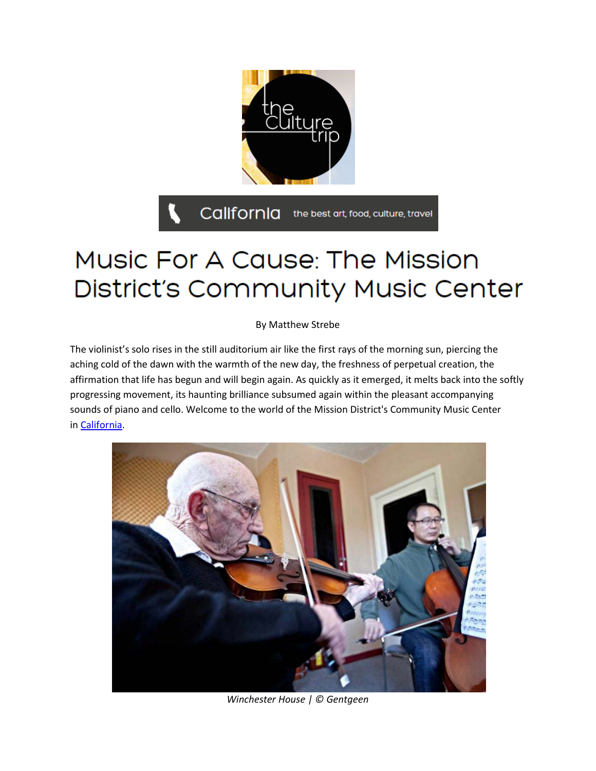California the best art, food, culture, travel

# Music For A Cause: The Mission District's Community Music Center

By Matthew Strebe

The violinist's solo rises in the still auditorium air like the first rays of the morning sun, piercing the aching cold of the dawn with the warmth of the new day, the freshness of perpetual creation, the affirmation that life has begun and will begin again. As quickly as it emerged, it melts back into the softly progressing movement, its haunting brilliance subsumed again within the pleasant accompanying sounds of piano and cello. Welcome to the world of the Mission District's Community Music Center in California.

*Winchester House | © Gentgeen*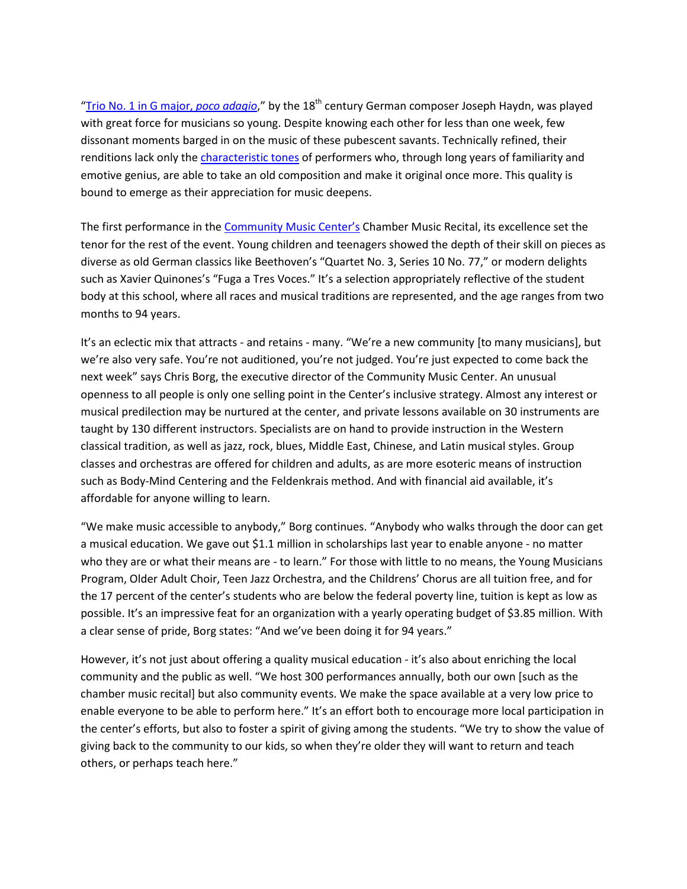"[Trio No. 1 in G major, *poco adagio*]," by the 18th century German composer Joseph Haydn, was played with great force for musicians so young. Despite knowing each other for less than one week, few dissonant moments barged in on the music of these pubescent savants. Technically refined, their renditions lack only the [characteristic tones] of performers who, through long years of familiarity and emotive genius, are able to take an old composition and make it original once more. This quality is bound to emerge as their appreciation for music deepens.

The first performance in the [Community Music Center's] Chamber Music Recital, its excellence set the tenor for the rest of the event. Young children and teenagers showed the depth of their skill on pieces as diverse as old German classics like Beethoven's "Quartet No. 3, Series 10 No. 77," or modern delights such as Xavier Quinones's "Fuga a Tres Voces." It's a selection appropriately reflective of the student body at this school, where all races and musical traditions are represented, and the age ranges from two months to 94 years.

It's an eclectic mix that attracts - and retains - many. "We're a new community [to many musicians], but we're also very safe. You're not auditioned, you're not judged. You're just expected to come back the next week" says Chris Borg, the executive director of the Community Music Center. An unusual openness to all people is only one selling point in the Center's inclusive strategy. Almost any interest or musical predilection may be nurtured at the center, and private lessons available on 30 instruments are taught by 130 different instructors. Specialists are on hand to provide instruction in the Western classical tradition, as well as jazz, rock, blues, Middle East, Chinese, and Latin musical styles. Group classes and orchestras are offered for children and adults, as are more esoteric means of instruction such as Body-Mind Centering and the Feldenkrais method. And with financial aid available, it's affordable for anyone willing to learn.

"We make music accessible to anybody," Borg continues. "Anybody who walks through the door can get a musical education. We gave out $1.1 million in scholarships last year to enable anyone - no matter who they are or what their means are - to learn." For those with little to no means, the Young Musicians Program, Older Adult Choir, Teen Jazz Orchestra, and the Childrens' Chorus are all tuition free, and for the 17 percent of the center's students who are below the federal poverty line, tuition is kept as low as possible. It's an impressive feat for an organization with a yearly operating budget of $3.85 million. With a clear sense of pride, Borg states: "And we've been doing it for 94 years."

However, it's not just about offering a quality musical education - it's also about enriching the local community and the public as well. "We host 300 performances annually, both our own [such as the chamber music recital] but also community events. We make the space available at a very low price to enable everyone to be able to perform here." It's an effort both to encourage more local participation in the center's efforts, but also to foster a spirit of giving among the students. "We try to show the value of giving back to the community to our kids, so when they're older they will want to return and teach others, or perhaps teach here."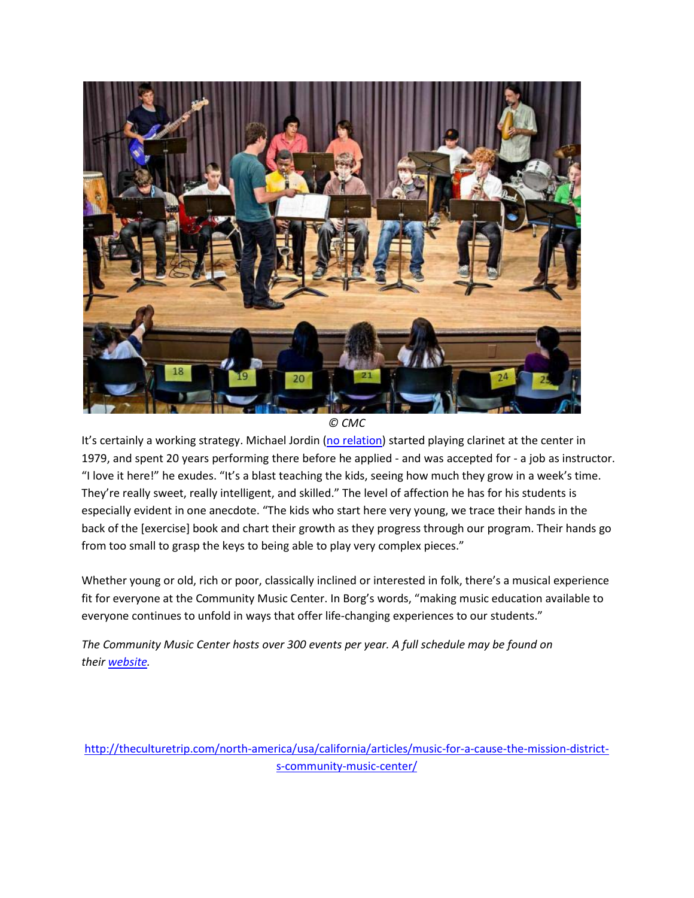*© CMC*

It's certainly a working strategy. Michael Jordin ([no relation]) started playing clarinet at the center in 1979, and spent 20 years performing there before he applied - and was accepted for - a job as instructor. "I love it here!" he exudes. "It's a blast teaching the kids, seeing how much they grow in a week's time. They're really sweet, really intelligent, and skilled." The level of affection he has for his students is especially evident in one anecdote. "The kids who start here very young, we trace their hands in the back of the [exercise] book and chart their growth as they progress through our program. Their hands go from too small to grasp the keys to being able to play very complex pieces."

Whether young or old, rich or poor, classically inclined or interested in folk, there's a musical experience fit for everyone at the Community Music Center. In Borg's words, "making music education available to everyone continues to unfold in ways that offer life-changing experiences to our students."

*The Community Music Center hosts over 300 events per year. A full schedule may be found on their website.*

http://theculturetrip.com/north-america/usa/california/articles/music-for-a-cause-the-mission-district-s-community-music-center/